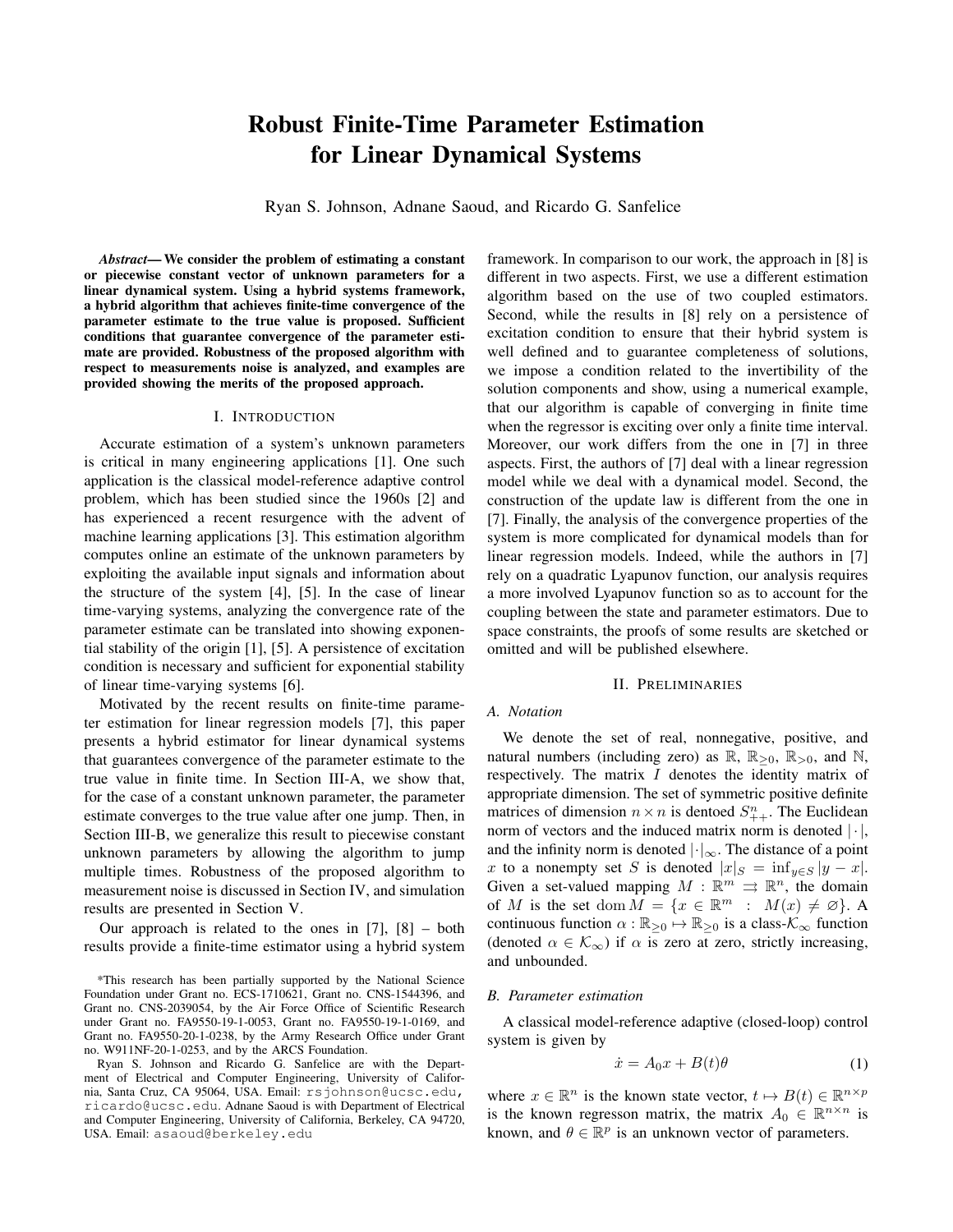# Robust Finite-Time Parameter Estimation for Linear Dynamical Systems

Ryan S. Johnson, Adnane Saoud, and Ricardo G. Sanfelice

***Abstract*— We consider the problem of estimating a constant or piecewise constant vector of unknown parameters for a linear dynamical system. Using a hybrid systems framework, a hybrid algorithm that achieves finite-time convergence of the parameter estimate to the true value is proposed. Sufficient conditions that guarantee convergence of the parameter estimate are provided. Robustness of the proposed algorithm with respect to measurements noise is analyzed, and examples are provided showing the merits of the proposed approach.**

## I. INTRODUCTION

Accurate estimation of a system's unknown parameters is critical in many engineering applications [1]. One such application is the classical model-reference adaptive control problem, which has been studied since the 1960s [2] and has experienced a recent resurgence with the advent of machine learning applications [3]. This estimation algorithm computes online an estimate of the unknown parameters by exploiting the available input signals and information about the structure of the system [4], [5]. In the case of linear time-varying systems, analyzing the convergence rate of the parameter estimate can be translated into showing exponential stability of the origin [1], [5]. A persistence of excitation condition is necessary and sufficient for exponential stability of linear time-varying systems [6].

Motivated by the recent results on finite-time parameter estimation for linear regression models [7], this paper presents a hybrid estimator for linear dynamical systems that guarantees convergence of the parameter estimate to the true value in finite time. In Section III-A, we show that, for the case of a constant unknown parameter, the parameter estimate converges to the true value after one jump. Then, in Section III-B, we generalize this result to piecewise constant unknown parameters by allowing the algorithm to jump multiple times. Robustness of the proposed algorithm to measurement noise is discussed in Section IV, and simulation results are presented in Section V.

Our approach is related to the ones in [7], [8] – both results provide a finite-time estimator using a hybrid system framework. In comparison to our work, the approach in [8] is different in two aspects. First, we use a different estimation algorithm based on the use of two coupled estimators. Second, while the results in [8] rely on a persistence of excitation condition to ensure that their hybrid system is well defined and to guarantee completeness of solutions, we impose a condition related to the invertibility of the solution components and show, using a numerical example, that our algorithm is capable of converging in finite time when the regressor is exciting over only a finite time interval. Moreover, our work differs from the one in [7] in three aspects. First, the authors of [7] deal with a linear regression model while we deal with a dynamical model. Second, the construction of the update law is different from the one in [7]. Finally, the analysis of the convergence properties of the system is more complicated for dynamical models than for linear regression models. Indeed, while the authors in [7] rely on a quadratic Lyapunov function, our analysis requires a more involved Lyapunov function so as to account for the coupling between the state and parameter estimators. Due to space constraints, the proofs of some results are sketched or omitted and will be published elsewhere.

*This research has been partially supported by the National Science Foundation under Grant no. ECS-1710621, Grant no. CNS-1544396, and Grant no. CNS-2039054, by the Air Force Office of Scientific Research under Grant no. FA9550-19-1-0053, Grant no. FA9550-19-1-0169, and Grant no. FA9550-20-1-0238, by the Army Research Office under Grant no. W911NF-20-1-0253, and by the ARCS Foundation.

Ryan S. Johnson and Ricardo G. Sanfelice are with the Department of Electrical and Computer Engineering, University of California, Santa Cruz, CA 95064, USA. Email: rsjohnson@ucsc.edu, ricardo@ucsc.edu. Adnane Saoud is with Department of Electrical and Computer Engineering, University of California, Berkeley, CA 94720, USA. Email: asaoud@berkeley.edu

## II. PRELIMINARIES

### A. Notation

We denote the set of real, nonnegative, positive, and natural numbers (including zero) as $\mathbb{R}$, $\mathbb{R}_{\geq 0}$, $\mathbb{R}_{>0}$, and $\mathbb{N}$, respectively. The matrix $I$ denotes the identity matrix of appropriate dimension. The set of symmetric positive definite matrices of dimension $n \times n$ is dentoed $S^n_{++}$. The Euclidean norm of vectors and the induced matrix norm is denoted $|\cdot|$, and the infinity norm is denoted $|\cdot|_\infty$. The distance of a point $x$ to a nonempty set $S$ is denoted $|x|_S = \inf_{y \in S} |y - x|$. Given a set-valued mapping $M : \mathbb{R}^m \rightrightarrows \mathbb{R}^n$, the domain of $M$ is the set $\operatorname{dom} M = \{x \in \mathbb{R}^m \ : \ M(x) \neq \varnothing\}$. A continuous function $\alpha : \mathbb{R}_{\geq 0} \mapsto \mathbb{R}_{\geq 0}$ is a class-$\mathcal{K}_\infty$ function (denoted $\alpha \in \mathcal{K}_\infty$) if $\alpha$ is zero at zero, strictly increasing, and unbounded.

### B. Parameter estimation

A classical model-reference adaptive (closed-loop) control system is given by

$$\dot{x} = A_0 x + B(t)\theta \tag{1}$$

where $x \in \mathbb{R}^n$ is the known state vector, $t \mapsto B(t) \in \mathbb{R}^{n \times p}$ is the known regresson matrix, the matrix $A_0 \in \mathbb{R}^{n \times n}$ is known, and $\theta \in \mathbb{R}^p$ is an unknown vector of parameters.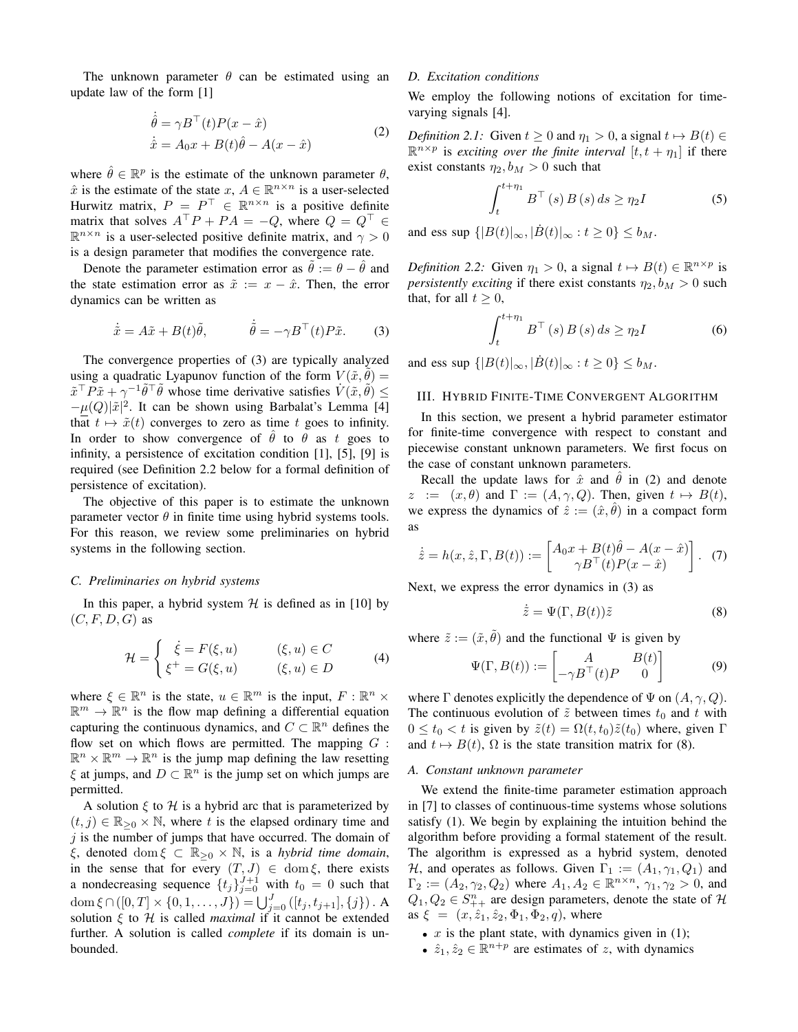The unknown parameter $\theta$ can be estimated using an update law of the form [1]

$$
\begin{aligned}
\dot{\hat{\theta}} &= \gamma B^\top(t) P(x - \hat{x}) \\
\dot{\hat{x}} &= A_0 x + B(t)\hat{\theta} - A(x - \hat{x})
\end{aligned} \tag{2}
$$

where $\hat{\theta} \in \mathbb{R}^p$ is the estimate of the unknown parameter $\theta$, $\hat{x}$ is the estimate of the state $x$, $A \in \mathbb{R}^{n\times n}$ is a user-selected Hurwitz matrix, $P = P^\top \in \mathbb{R}^{n\times n}$ is a positive definite matrix that solves $A^\top P + PA = -Q$, where $Q = Q^\top \in \mathbb{R}^{n\times n}$ is a user-selected positive definite matrix, and $\gamma > 0$ is a design parameter that modifies the convergence rate.

Denote the parameter estimation error as $\tilde{\theta} := \theta - \hat{\theta}$ and the state estimation error as $\tilde{x} := x - \hat{x}$. Then, the error dynamics can be written as

$$
\dot{\tilde{x}} = A\tilde{x} + B(t)\tilde{\theta}, \qquad \dot{\tilde{\theta}} = -\gamma B^\top(t) P\tilde{x}. \tag{3}
$$

The convergence properties of (3) are typically analyzed using a quadratic Lyapunov function of the form $V(\tilde{x},\tilde{\theta}) = \tilde{x}^\top P\tilde{x} + \gamma^{-1}\tilde{\theta}^\top\tilde{\theta}$ whose time derivative satisfies $\dot{V}(\tilde{x},\tilde{\theta}) \leq -\underline{\mu}(Q)|\tilde{x}|^2$. It can be shown using Barbalat's Lemma [4] that $t \mapsto \tilde{x}(t)$ converges to zero as time $t$ goes to infinity. In order to show convergence of $\hat{\theta}$ to $\theta$ as $t$ goes to infinity, a persistence of excitation condition [1], [5], [9] is required (see Definition 2.2 below for a formal definition of persistence of excitation).

The objective of this paper is to estimate the unknown parameter vector $\theta$ in finite time using hybrid systems tools. For this reason, we review some preliminaries on hybrid systems in the following section.

### C. Preliminaries on hybrid systems

In this paper, a hybrid system $\mathcal{H}$ is defined as in [10] by $(C, F, D, G)$ as

$$
\mathcal{H} = \begin{cases} \dot{\xi} = F(\xi, u) & (\xi, u) \in C \\ \xi^+ = G(\xi, u) & (\xi, u) \in D \end{cases} \tag{4}
$$

where $\xi \in \mathbb{R}^n$ is the state, $u \in \mathbb{R}^m$ is the input, $F : \mathbb{R}^n \times \mathbb{R}^m \to \mathbb{R}^n$ is the flow map defining a differential equation capturing the continuous dynamics, and $C \subset \mathbb{R}^n$ defines the flow set on which flows are permitted. The mapping $G : \mathbb{R}^n \times \mathbb{R}^m \to \mathbb{R}^n$ is the jump map defining the law resetting $\xi$ at jumps, and $D \subset \mathbb{R}^n$ is the jump set on which jumps are permitted.

A solution $\xi$ to $\mathcal{H}$ is a hybrid arc that is parameterized by $(t, j) \in \mathbb{R}_{\geq 0} \times \mathbb{N}$, where $t$ is the elapsed ordinary time and $j$ is the number of jumps that have occurred. The domain of $\xi$, denoted $\operatorname{dom}\xi \subset \mathbb{R}_{\geq 0} \times \mathbb{N}$, is a *hybrid time domain*, in the sense that for every $(T, J) \in \operatorname{dom}\xi$, there exists a nondecreasing sequence $\{t_j\}_{j=0}^{J+1}$ with $t_0 = 0$ such that $\operatorname{dom}\xi \cap ([0,T] \times \{0, 1, \ldots, J\}) = \bigcup_{j=0}^{J} ([t_j, t_{j+1}], \{j\})$. A solution $\xi$ to $\mathcal{H}$ is called *maximal* if it cannot be extended further. A solution is called *complete* if its domain is unbounded.

### D. Excitation conditions

We employ the following notions of excitation for time-varying signals [4].

*Definition 2.1:* Given $t \geq 0$ and $\eta_1 > 0$, a signal $t \mapsto B(t) \in \mathbb{R}^{n\times p}$ is *exciting over the finite interval* $[t, t + \eta_1]$ if there exist constants $\eta_2, b_M > 0$ such that

$$
\int_t^{t+\eta_1} B^\top(s) B(s)\, ds \geq \eta_2 I \tag{5}
$$

and ess sup $\{|B(t)|_\infty, |\dot{B}(t)|_\infty : t \geq 0\} \leq b_M$.

*Definition 2.2:* Given $\eta_1 > 0$, a signal $t \mapsto B(t) \in \mathbb{R}^{n\times p}$ is *persistently exciting* if there exist constants $\eta_2, b_M > 0$ such that, for all $t \geq 0$,

$$
\int_t^{t+\eta_1} B^\top(s) B(s)\, ds \geq \eta_2 I \tag{6}
$$

and ess sup $\{|B(t)|_\infty, |\dot{B}(t)|_\infty : t \geq 0\} \leq b_M$.

## III. Hybrid Finite-Time Convergent Algorithm

In this section, we present a hybrid parameter estimator for finite-time convergence with respect to constant and piecewise constant unknown parameters. We first focus on the case of constant unknown parameters.

Recall the update laws for $\hat{x}$ and $\hat{\theta}$ in (2) and denote $z := (x, \theta)$ and $\Gamma := (A, \gamma, Q)$. Then, given $t \mapsto B(t)$, we express the dynamics of $\hat{z} := (\hat{x}, \hat{\theta})$ in a compact form as

$$
\dot{\hat{z}} = h(x, \hat{z}, \Gamma, B(t)) := \begin{bmatrix} A_0 x + B(t)\hat{\theta} - A(x - \hat{x}) \\ \gamma B^\top(t) P(x - \hat{x}) \end{bmatrix}. \tag{7}
$$

Next, we express the error dynamics in (3) as

$$
\dot{\tilde{z}} = \Psi(\Gamma, B(t))\tilde{z} \tag{8}
$$

where $\tilde{z} := (\tilde{x}, \tilde{\theta})$ and the functional $\Psi$ is given by

$$
\Psi(\Gamma, B(t)) := \begin{bmatrix} A & B(t) \\ -\gamma B^\top(t) P & 0 \end{bmatrix} \tag{9}
$$

where $\Gamma$ denotes explicitly the dependence of $\Psi$ on $(A, \gamma, Q)$. The continuous evolution of $\tilde{z}$ between times $t_0$ and $t$ with $0 \leq t_0 < t$ is given by $\tilde{z}(t) = \Omega(t, t_0)\tilde{z}(t_0)$ where, given $\Gamma$ and $t \mapsto B(t)$, $\Omega$ is the state transition matrix for (8).

### A. Constant unknown parameter

We extend the finite-time parameter estimation approach in [7] to classes of continuous-time systems whose solutions satisfy (1). We begin by explaining the intuition behind the algorithm before providing a formal statement of the result. The algorithm is expressed as a hybrid system, denoted $\mathcal{H}$, and operates as follows. Given $\Gamma_1 := (A_1, \gamma_1, Q_1)$ and $\Gamma_2 := (A_2, \gamma_2, Q_2)$ where $A_1, A_2 \in \mathbb{R}^{n\times n}$, $\gamma_1, \gamma_2 > 0$, and $Q_1, Q_2 \in S_{++}^n$ are design parameters, denote the state of $\mathcal{H}$ as $\xi = (x, \hat{z}_1, \hat{z}_2, \Phi_1, \Phi_2, q)$, where

- $x$ is the plant state, with dynamics given in (1);
- $\hat{z}_1, \hat{z}_2 \in \mathbb{R}^{n+p}$ are estimates of $z$, with dynamics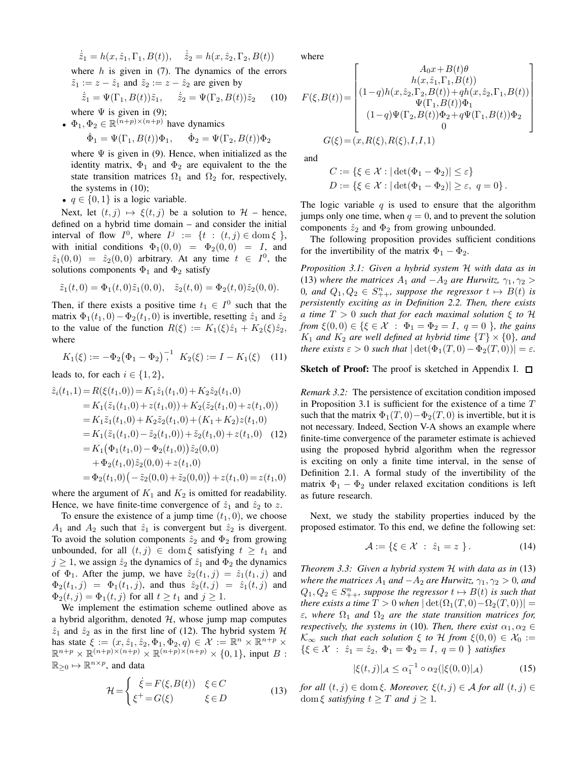$$\dot{\hat{z}}_1 = h(x, \hat{z}_1, \Gamma_1, B(t)), \quad \dot{\hat{z}}_2 = h(x, \hat{z}_2, \Gamma_2, B(t))$$

where $h$ is given in (7). The dynamics of the errors $\tilde{z}_1 := z - \hat{z}_1$ and $\tilde{z}_2 := z - \hat{z}_2$ are given by

$$\dot{\tilde{z}}_1 = \Psi(\Gamma_1, B(t))\tilde{z}_1, \quad \dot{\tilde{z}}_2 = \Psi(\Gamma_2, B(t))\tilde{z}_2 \tag{10}$$

where $\Psi$ is given in (9);

- $\Phi_1, \Phi_2 \in \mathbb{R}^{(n+p)\times(n+p)}$ have dynamics

$$\dot{\Phi}_1 = \Psi(\Gamma_1, B(t))\Phi_1, \quad \dot{\Phi}_2 = \Psi(\Gamma_2, B(t))\Phi_2$$

where $\Psi$ is given in (9). Hence, when initialized as the identity matrix, $\Phi_1$ and $\Phi_2$ are equivalent to the the state transition matrices $\Omega_1$ and $\Omega_2$ for, respectively, the systems in (10);
- $q \in \{0, 1\}$ is a logic variable.

Next, let $(t, j) \mapsto \xi(t, j)$ be a solution to $\mathcal{H}$ – hence, defined on a hybrid time domain – and consider the initial interval of flow $I^0$, where $I^j := \{ t : (t, j) \in \operatorname{dom} \xi \}$, with initial conditions $\Phi_1(0, 0) = \Phi_2(0, 0) = I$, and $\hat{z}_1(0, 0) = \hat{z}_2(0, 0)$ arbitrary. At any time $t \in I^0$, the solutions components $\Phi_1$ and $\Phi_2$ satisfy

$$\tilde{z}_1(t, 0) = \Phi_1(t, 0)\tilde{z}_1(0, 0), \quad \tilde{z}_2(t, 0) = \Phi_2(t, 0)\tilde{z}_2(0, 0).$$

Then, if there exists a positive time $t_1 \in I^0$ such that the matrix $\Phi_1(t_1, 0) - \Phi_2(t_1, 0)$ is invertible, resetting $\hat{z}_1$ and $\hat{z}_2$ to the value of the function $R(\xi) := K_1(\xi)\hat{z}_1 + K_2(\xi)\hat{z}_2$, where

$$K_1(\xi) := -\Phi_2\big(\Phi_1 - \Phi_2\big)^{-1}, \quad K_2(\xi) := I - K_1(\xi) \tag{11}$$

leads to, for each $i \in \{1, 2\}$,

$$\begin{aligned}
\hat{z}_i(t_1, 1) &= R(\xi(t_1, 0)) = K_1\hat{z}_1(t_1, 0) + K_2\hat{z}_2(t_1, 0) \\
&= K_1(\tilde{z}_1(t_1, 0) + z(t_1, 0)) + K_2(\tilde{z}_2(t_1, 0) + z(t_1, 0)) \\
&= K_1\tilde{z}_1(t_1, 0) + K_2\tilde{z}_2(t_1, 0) + (K_1 + K_2)z(t_1, 0) \\
&= K_1(\tilde{z}_1(t_1, 0) - \tilde{z}_2(t_1, 0)) + \tilde{z}_2(t_1, 0) + z(t_1, 0) \\
&= K_1\big(\Phi_1(t_1, 0) - \Phi_2(t_1, 0)\big)\tilde{z}_2(0, 0) \\
&\quad + \Phi_2(t_1, 0)\tilde{z}_2(0, 0) + z(t_1, 0) \\
&= \Phi_2(t_1, 0)\big(-\tilde{z}_2(0, 0) + \tilde{z}_2(0, 0)\big) + z(t_1, 0) = z(t_1, 0)
\end{aligned} \tag{12}$$

where the argument of $K_1$ and $K_2$ is omitted for readability. Hence, we have finite-time convergence of $\hat{z}_1$ and $\hat{z}_2$ to $z$.

To ensure the existence of a jump time $(t_1, 0)$, we choose $A_1$ and $A_2$ such that $\hat{z}_1$ is convergent but $\hat{z}_2$ is divergent. To avoid the solution components $\hat{z}_2$ and $\Phi_2$ from growing unbounded, for all $(t, j) \in \operatorname{dom} \xi$ satisfying $t \geq t_1$ and $j \geq 1$, we assign $\hat{z}_2$ the dynamics of $\hat{z}_1$ and $\Phi_2$ the dynamics of $\Phi_1$. After the jump, we have $\hat{z}_2(t_1, j) = \hat{z}_1(t_1, j)$ and $\Phi_2(t_1, j) = \Phi_1(t_1, j)$, and thus $\hat{z}_2(t, j) = \hat{z}_1(t, j)$ and $\Phi_2(t, j) = \Phi_1(t, j)$ for all $t \geq t_1$ and $j \geq 1$.

We implement the estimation scheme outlined above as a hybrid algorithm, denoted $\mathcal{H}$, whose jump map computes $\hat{z}_1$ and $\hat{z}_2$ as in the first line of (12). The hybrid system $\mathcal{H}$ has state $\xi := (x, \hat{z}_1, \hat{z}_2, \Phi_1, \Phi_2, q) \in \mathcal{X} := \mathbb{R}^n \times \mathbb{R}^{n+p} \times \mathbb{R}^{n+p} \times \mathbb{R}^{(n+p)\times(n+p)} \times \mathbb{R}^{(n+p)\times(n+p)} \times \{0, 1\}$, input $B : \mathbb{R}_{\geq 0} \mapsto \mathbb{R}^{n \times p}$, and data

$$\mathcal{H} = \begin{cases} \dot{\xi} = F(\xi, B(t)) & \xi \in C \\ \xi^+ = G(\xi) & \xi \in D \end{cases} \tag{13}$$

where

$$F(\xi, B(t)) = \begin{bmatrix} A_0 x + B(t)\theta \\ h(x, \hat{z}_1, \Gamma_1, B(t)) \\ (1-q)h(x, \hat{z}_2, \Gamma_2, B(t)) + qh(x, \hat{z}_2, \Gamma_1, B(t)) \\ \Psi(\Gamma_1, B(t))\Phi_1 \\ (1-q)\Psi(\Gamma_2, B(t))\Phi_2 + q\Psi(\Gamma_1, B(t))\Phi_2 \\ 0 \end{bmatrix}$$

$$G(\xi) = (x, R(\xi), R(\xi), I, I, 1)$$

and

$$C := \{\xi \in \mathcal{X} : |\det(\Phi_1 - \Phi_2)| \leq \varepsilon\}$$
$$D := \{\xi \in \mathcal{X} : |\det(\Phi_1 - \Phi_2)| \geq \varepsilon, \ q = 0\}.$$

The logic variable $q$ is used to ensure that the algorithm jumps only one time, when $q = 0$, and to prevent the solution components $\hat{z}_2$ and $\Phi_2$ from growing unbounded.

The following proposition provides sufficient conditions for the invertibility of the matrix $\Phi_1 - \Phi_2$.

*Proposition 3.1: Given a hybrid system $\mathcal{H}$ with data as in* (13) *where the matrices $A_1$ and $-A_2$ are Hurwitz, $\gamma_1, \gamma_2 > 0$, and $Q_1, Q_2 \in S^n_{++}$, suppose the regressor $t \mapsto B(t)$ is persistently exciting as in Definition 2.2. Then, there exists a time $T > 0$ such that for each maximal solution $\xi$ to $\mathcal{H}$ from $\xi(0, 0) \in \{\xi \in \mathcal{X} : \Phi_1 = \Phi_2 = I, \ q = 0 \}$, the gains $K_1$ and $K_2$ are well defined at hybrid time $\{T\} \times \{0\}$, and there exists $\varepsilon > 0$ such that $|\det(\Phi_1(T, 0) - \Phi_2(T, 0))| = \varepsilon$.*

**Sketch of Proof:** The proof is sketched in Appendix I. □

*Remark 3.2:* The persistence of excitation condition imposed in Proposition 3.1 is sufficient for the existence of a time $T$ such that the matrix $\Phi_1(T, 0) - \Phi_2(T, 0)$ is invertible, but it is not necessary. Indeed, Section V-A shows an example where finite-time convergence of the parameter estimate is achieved using the proposed hybrid algorithm when the regressor is exciting on only a finite time interval, in the sense of Definition 2.1. A formal study of the invertibility of the matrix $\Phi_1 - \Phi_2$ under relaxed excitation conditions is left as future research.

Next, we study the stability properties induced by the proposed estimator. To this end, we define the following set:

$$\mathcal{A} := \{\xi \in \mathcal{X} \ : \ \hat{z}_1 = z \}. \tag{14}$$

*Theorem 3.3: Given a hybrid system $\mathcal{H}$ with data as in* (13) *where the matrices $A_1$ and $-A_2$ are Hurwitz, $\gamma_1, \gamma_2 > 0$, and $Q_1, Q_2 \in S^n_{++}$, suppose the regressor $t \mapsto B(t)$ is such that there exists a time $T > 0$ when $|\det(\Omega_1(T, 0) - \Omega_2(T, 0))| = \varepsilon$, where $\Omega_1$ and $\Omega_2$ are the state transition matrices for, respectively, the systems in* (10)*. Then, there exist $\alpha_1, \alpha_2 \in \mathcal{K}_\infty$ such that each solution $\xi$ to $\mathcal{H}$ from $\xi(0, 0) \in \mathcal{X}_0 := \{\xi \in \mathcal{X} \ : \ \hat{z}_1 = \hat{z}_2, \ \Phi_1 = \Phi_2 = I, \ q = 0 \}$ satisfies*

$$|\xi(t, j)|_{\mathcal{A}} \leq \alpha_1^{-1} \circ \alpha_2(|\xi(0, 0)|_{\mathcal{A}}) \tag{15}$$

*for all $(t, j) \in \operatorname{dom} \xi$. Moreover, $\xi(t, j) \in \mathcal{A}$ for all $(t, j) \in \operatorname{dom} \xi$ satisfying $t \geq T$ and $j \geq 1$.*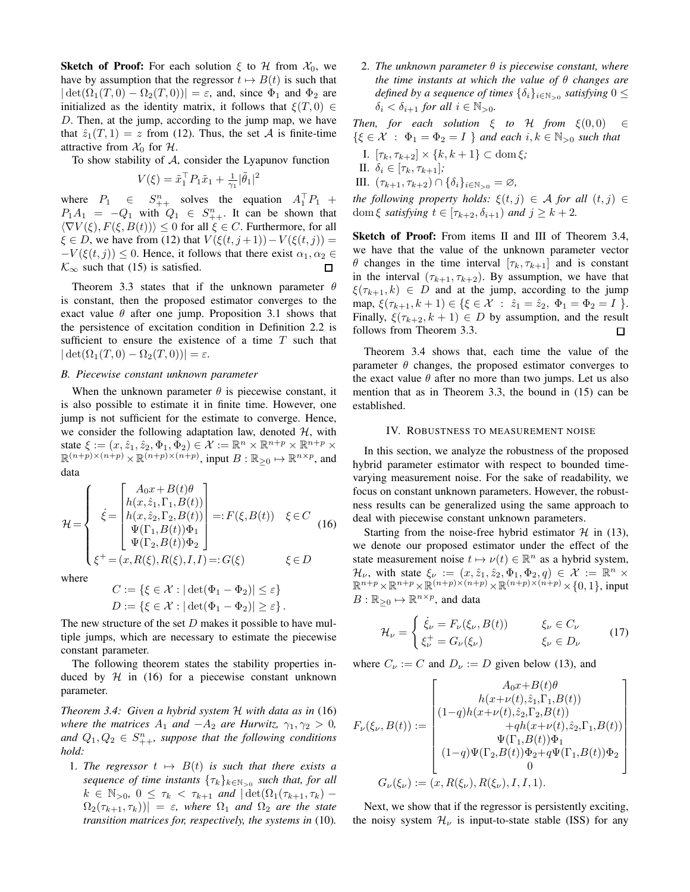**Sketch of Proof:** For each solution $\xi$ to $\mathcal{H}$ from $\mathcal{X}_0$, we have by assumption that the regressor $t \mapsto B(t)$ is such that $|\det(\Omega_1(T,0) - \Omega_2(T,0))| = \varepsilon$, and, since $\Phi_1$ and $\Phi_2$ are initialized as the identity matrix, it follows that $\xi(T,0) \in D$. Then, at the jump, according to the jump map, we have that $\hat{z}_1(T,1) = z$ from (12). Thus, the set $\mathcal{A}$ is finite-time attractive from $\mathcal{X}_0$ for $\mathcal{H}$.

To show stability of $\mathcal{A}$, consider the Lyapunov function

$$V(\xi) = \tilde{x}_1^\top P_1 \tilde{x}_1 + \frac{1}{\gamma_1}|\tilde{\theta}_1|^2$$

where $P_1 \in S^n_{++}$ solves the equation $A_1^\top P_1 + P_1 A_1 = -Q_1$ with $Q_1 \in S^n_{++}$. It can be shown that $\langle \nabla V(\xi), F(\xi, B(t))\rangle \le 0$ for all $\xi \in C$. Furthermore, for all $\xi \in D$, we have from (12) that $V(\xi(t,j+1)) - V(\xi(t,j)) = -V(\xi(t,j)) \le 0$. Hence, it follows that there exist $\alpha_1, \alpha_2 \in \mathcal{K}_\infty$ such that (15) is satisfied. □

Theorem 3.3 states that if the unknown parameter $\theta$ is constant, then the proposed estimator converges to the exact value $\theta$ after one jump. Proposition 3.1 shows that the persistence of excitation condition in Definition 2.2 is sufficient to ensure the existence of a time $T$ such that $|\det(\Omega_1(T,0) - \Omega_2(T,0))| = \varepsilon$.

### B. Piecewise constant unknown parameter

When the unknown parameter $\theta$ is piecewise constant, it is also possible to estimate it in finite time. However, one jump is not sufficient for the estimate to converge. Hence, we consider the following adaptation law, denoted $\mathcal{H}$, with state $\xi := (x, \hat{z}_1, \hat{z}_2, \Phi_1, \Phi_2) \in \mathcal{X} := \mathbb{R}^n \times \mathbb{R}^{n+p} \times \mathbb{R}^{n+p} \times \mathbb{R}^{(n+p)\times(n+p)} \times \mathbb{R}^{(n+p)\times(n+p)}$, input $B : \mathbb{R}_{\ge 0} \mapsto \mathbb{R}^{n\times p}$, and data

$$\mathcal{H} = \begin{cases} \dot{\xi} = \begin{bmatrix} A_0 x + B(t)\theta \\ h(x, \hat{z}_1, \Gamma_1, B(t)) \\ h(x, \hat{z}_2, \Gamma_2, B(t)) \\ \Psi(\Gamma_1, B(t))\Phi_1 \\ \Psi(\Gamma_2, B(t))\Phi_2 \end{bmatrix} =: F(\xi, B(t)) & \xi \in C \\ \xi^+ = (x, R(\xi), R(\xi), I, I) =: G(\xi) & \xi \in D \end{cases} \tag{16}$$

where

$$C := \{\xi \in \mathcal{X} : |\det(\Phi_1 - \Phi_2)| \le \varepsilon\}$$
$$D := \{\xi \in \mathcal{X} : |\det(\Phi_1 - \Phi_2)| \ge \varepsilon\}.$$

The new structure of the set $D$ makes it possible to have multiple jumps, which are necessary to estimate the piecewise constant parameter.

The following theorem states the stability properties induced by $\mathcal{H}$ in (16) for a piecewise constant unknown parameter.

*Theorem 3.4: Given a hybrid system $\mathcal{H}$ with data as in (16) where the matrices $A_1$ and $-A_2$ are Hurwitz, $\gamma_1, \gamma_2 > 0$, and $Q_1, Q_2 \in S^n_{++}$, suppose that the following conditions hold:*

1. *The regressor $t \mapsto B(t)$ is such that there exists a sequence of time instants $\{\tau_k\}_{k\in\mathbb{N}_{>0}}$ such that, for all $k \in \mathbb{N}_{>0}$, $0 \le \tau_k < \tau_{k+1}$ and $|\det(\Omega_1(\tau_{k+1}, \tau_k) - \Omega_2(\tau_{k+1}, \tau_k))| = \varepsilon$, where $\Omega_1$ and $\Omega_2$ are the state transition matrices for, respectively, the systems in* (10).
2. *The unknown parameter $\theta$ is piecewise constant, where the time instants at which the value of $\theta$ changes are defined by a sequence of times $\{\delta_i\}_{i\in\mathbb{N}_{>0}}$ satisfying $0 \le \delta_i < \delta_{i+1}$ for all $i \in \mathbb{N}_{>0}$.*

*Then, for each solution $\xi$ to $\mathcal{H}$ from $\xi(0,0) \in \{\xi \in \mathcal{X} : \Phi_1 = \Phi_2 = I\}$ and each $i, k \in \mathbb{N}_{>0}$ such that*

I. *$[\tau_k, \tau_{k+2}] \times \{k, k+1\} \subset \operatorname{dom}\xi$;*
II. *$\delta_i \in [\tau_k, \tau_{k+1}]$;*
III. *$(\tau_{k+1}, \tau_{k+2}) \cap \{\delta_i\}_{i\in\mathbb{N}_{>0}} = \varnothing$,*

*the following property holds: $\xi(t,j) \in \mathcal{A}$ for all $(t,j) \in \operatorname{dom}\xi$ satisfying $t \in [\tau_{k+2}, \delta_{i+1})$ and $j \ge k+2$.*

**Sketch of Proof:** From items II and III of Theorem 3.4, we have that the value of the unknown parameter vector $\theta$ changes in the time interval $[\tau_k, \tau_{k+1}]$ and is constant in the interval $(\tau_{k+1}, \tau_{k+2})$. By assumption, we have that $\xi(\tau_{k+1}, k) \in D$ and at the jump, according to the jump map, $\xi(\tau_{k+1}, k+1) \in \{\xi \in \mathcal{X} : \hat{z}_1 = \hat{z}_2,\ \Phi_1 = \Phi_2 = I\}$. Finally, $\xi(\tau_{k+2}, k+1) \in D$ by assumption, and the result follows from Theorem 3.3. □

Theorem 3.4 shows that, each time the value of the parameter $\theta$ changes, the proposed estimator converges to the exact value $\theta$ after no more than two jumps. Let us also mention that as in Theorem 3.3, the bound in (15) can be established.

## IV. Robustness to measurement noise

In this section, we analyze the robustness of the proposed hybrid parameter estimator with respect to bounded time-varying measurement noise. For the sake of readability, we focus on constant unknown parameters. However, the robustness results can be generalized using the same approach to deal with piecewise constant unknown parameters.

Starting from the noise-free hybrid estimator $\mathcal{H}$ in (13), we denote our proposed estimator under the effect of the state measurement noise $t \mapsto \nu(t) \in \mathbb{R}^n$ as a hybrid system, $\mathcal{H}_\nu$, with state $\xi_\nu := (x, \hat{z}_1, \hat{z}_2, \Phi_1, \Phi_2, q) \in \mathcal{X} := \mathbb{R}^n \times \mathbb{R}^{n+p} \times \mathbb{R}^{n+p} \times \mathbb{R}^{(n+p)\times(n+p)} \times \mathbb{R}^{(n+p)\times(n+p)} \times \{0,1\}$, input $B : \mathbb{R}_{\ge 0} \mapsto \mathbb{R}^{n\times p}$, and data

$$\mathcal{H}_\nu = \begin{cases} \dot{\xi}_\nu = F_\nu(\xi_\nu, B(t)) & \xi_\nu \in C_\nu \\ \xi_\nu^+ = G_\nu(\xi_\nu) & \xi_\nu \in D_\nu \end{cases} \tag{17}$$

where $C_\nu := C$ and $D_\nu := D$ given below (13), and

$$F_\nu(\xi_\nu, B(t)) := \begin{bmatrix} A_0 x + B(t)\theta \\ h(x+\nu(t), \hat{z}_1, \Gamma_1, B(t)) \\ (1-q)h(x+\nu(t), \hat{z}_2, \Gamma_2, B(t)) \\ \quad + q h(x+\nu(t), \hat{z}_2, \Gamma_1, B(t)) \\ \Psi(\Gamma_1, B(t))\Phi_1 \\ (1-q)\Psi(\Gamma_2, B(t))\Phi_2 + q\Psi(\Gamma_1, B(t))\Phi_2 \\ 0 \end{bmatrix}$$

$$G_\nu(\xi_\nu) := (x, R(\xi_\nu), R(\xi_\nu), I, I, 1).$$

Next, we show that if the regressor is persistently exciting, the noisy system $\mathcal{H}_\nu$ is input-to-state stable (ISS) for any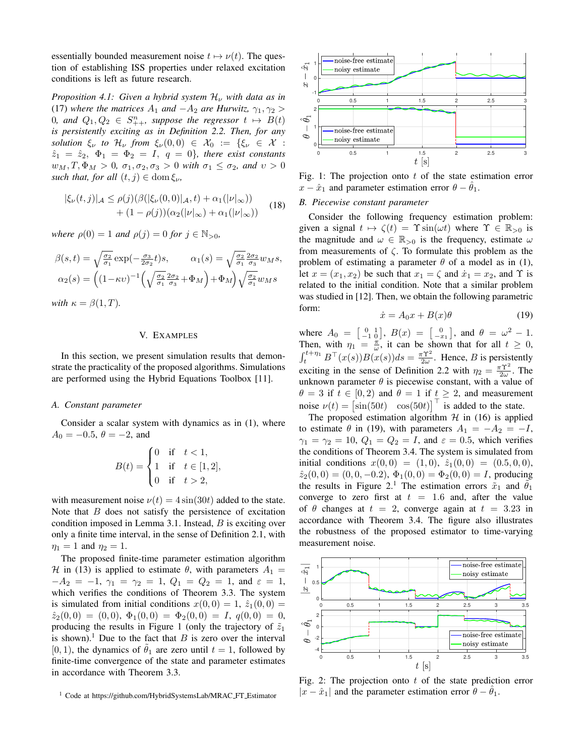essentially bounded measurement noise $t \mapsto \nu(t)$. The question of establishing ISS properties under relaxed excitation conditions is left as future research.

*Proposition 4.1: Given a hybrid system $\mathcal{H}_\nu$ with data as in* (17) *where the matrices $A_1$ and $-A_2$ are Hurwitz, $\gamma_1, \gamma_2 > 0$, and $Q_1, Q_2 \in S^n_{++}$, suppose the regressor $t \mapsto B(t)$ is persistently exciting as in Definition 2.2. Then, for any solution $\xi_\nu$ to $\mathcal{H}_\nu$ from $\xi_\nu(0,0) \in \mathcal{X}_0 := \{\xi_\nu \in \mathcal{X} : \hat{z}_1 = \hat{z}_2,\ \Phi_1 = \Phi_2 = I,\ q = 0\}$, there exist constants $w_M, T, \Phi_M > 0$, $\sigma_1, \sigma_2, \sigma_3 > 0$ with $\sigma_1 \leq \sigma_2$, and $\upsilon > 0$ such that, for all $(t,j) \in \operatorname{dom} \xi_\nu$,*

$$
\begin{aligned}
|\xi_\nu(t,j)|_{\mathcal{A}} \leq \rho(j)(\beta(|\xi_\nu(0,0)|_{\mathcal{A}}, t) + \alpha_1(|\nu|_\infty)) \\
+ (1 - \rho(j))(\alpha_2(|\nu|_\infty) + \alpha_1(|\nu|_\infty))
\end{aligned} \tag{18}
$$

*where $\rho(0) = 1$ and $\rho(j) = 0$ for $j \in \mathbb{N}_{>0}$,*

$$
\beta(s,t) = \sqrt{\tfrac{\sigma_2}{\sigma_1}} \exp(-\tfrac{\sigma_3}{2\sigma_2} t) s, \qquad \alpha_1(s) = \sqrt{\tfrac{\sigma_2}{\sigma_1}} \tfrac{2\sigma_2}{\sigma_3} w_M s,
$$
$$
\alpha_2(s) = \left( (1 - \kappa\upsilon)^{-1} \left( \sqrt{\tfrac{\sigma_2}{\sigma_1}} \tfrac{2\sigma_2}{\sigma_3} + \Phi_M \right) + \Phi_M \right) \sqrt{\tfrac{\sigma_2}{\sigma_1}} w_M s
$$

*with $\kappa = \beta(1, T)$.*

## V. Examples

In this section, we present simulation results that demonstrate the practicality of the proposed algorithms. Simulations are performed using the Hybrid Equations Toolbox [11].

### A. Constant parameter

Consider a scalar system with dynamics as in (1), where $A_0 = -0.5$, $\theta = -2$, and

$$
B(t) = \begin{cases} 0 & \text{if} \quad t < 1, \\ 1 & \text{if} \quad t \in [1,2], \\ 0 & \text{if} \quad t > 2, \end{cases}
$$

with measurement noise $\nu(t) = 4\sin(30t)$ added to the state. Note that $B$ does not satisfy the persistence of excitation condition imposed in Lemma 3.1. Instead, $B$ is exciting over only a finite time interval, in the sense of Definition 2.1, with $\eta_1 = 1$ and $\eta_2 = 1$.

The proposed finite-time parameter estimation algorithm $\mathcal{H}$ in (13) is applied to estimate $\theta$, with parameters $A_1 = -A_2 = -1$, $\gamma_1 = \gamma_2 = 1$, $Q_1 = Q_2 = 1$, and $\varepsilon = 1$, which verifies the conditions of Theorem 3.3. The system is simulated from initial conditions $x(0,0) = 1$, $\hat{z}_1(0,0) = \hat{z}_2(0,0) = (0,0)$, $\Phi_1(0,0) = \Phi_2(0,0) = I$, $q(0,0) = 0$, producing the results in Figure 1 (only the trajectory of $\tilde{z}_1$ is shown).[1] Due to the fact that $B$ is zero over the interval $[0,1)$, the dynamics of $\tilde{\theta}_1$ are zero until $t = 1$, followed by finite-time convergence of the state and parameter estimates in accordance with Theorem 3.3.

[1] Code at https://github.com/HybridSystemsLab/MRAC_FT_Estimator

Fig. 1: The projection onto $t$ of the state estimation error $x - \hat{x}_1$ and parameter estimation error $\theta - \hat{\theta}_1$.

### B. Piecewise constant parameter

Consider the following frequency estimation problem: given a signal $t \mapsto \zeta(t) = \Upsilon \sin(\omega t)$ where $\Upsilon \in \mathbb{R}_{>0}$ is the magnitude and $\omega \in \mathbb{R}_{>0}$ is the frequency, estimate $\omega$ from measurements of $\zeta$. To formulate this problem as the problem of estimating a parameter $\theta$ of a model as in (1), let $x = (x_1, x_2)$ be such that $x_1 = \zeta$ and $\dot{x}_1 = x_2$, and $\Upsilon$ is related to the initial condition. Note that a similar problem was studied in [12]. Then, we obtain the following parametric form:

$$
\dot{x} = A_0 x + B(x)\theta \tag{19}
$$

where $A_0 = \begin{bmatrix} 0 & 1 \\ -1 & 0 \end{bmatrix}$, $B(x) = \begin{bmatrix} 0 \\ -x_1 \end{bmatrix}$, and $\theta = \omega^2 - 1$. Then, with $\eta_1 = \frac{\pi}{\omega}$, it can be shown that for all $t \geq 0$, $\int_t^{t+\eta_1} B^\top(x(s))B(x(s))ds = \frac{\pi\Upsilon^2}{2\omega}$. Hence, $B$ is persistently exciting in the sense of Definition 2.2 with $\eta_2 = \frac{\pi\Upsilon^2}{2\omega}$. The unknown parameter $\theta$ is piecewise constant, with a value of $\theta = 3$ if $t \in [0,2)$ and $\theta = 1$ if $t \geq 2$, and measurement noise $\nu(t) = \begin{bmatrix} \sin(50t) & \cos(50t) \end{bmatrix}^\top$ is added to the state.

The proposed estimation algorithm $\mathcal{H}$ in (16) is applied to estimate $\theta$ in (19), with parameters $A_1 = -A_2 = -I$, $\gamma_1 = \gamma_2 = 10$, $Q_1 = Q_2 = I$, and $\varepsilon = 0.5$, which verifies the conditions of Theorem 3.4. The system is simulated from initial conditions $x(0,0) = (1,0)$, $\hat{z}_1(0,0) = (0.5,0,0)$, $\hat{z}_2(0,0) = (0,0,-0.2)$, $\Phi_1(0,0) = \Phi_2(0,0) = I$, producing the results in Figure 2.[1] The estimation errors $\tilde{x}_1$ and $\tilde{\theta}_1$ converge to zero first at $t = 1.6$ and, after the value of $\theta$ changes at $t = 2$, converge again at $t = 3.23$ in accordance with Theorem 3.4. The figure also illustrates the robustness of the proposed estimator to time-varying measurement noise.

Fig. 2: The projection onto $t$ of the state prediction error $|x - \hat{x}_1|$ and the parameter estimation error $\theta - \hat{\theta}_1$.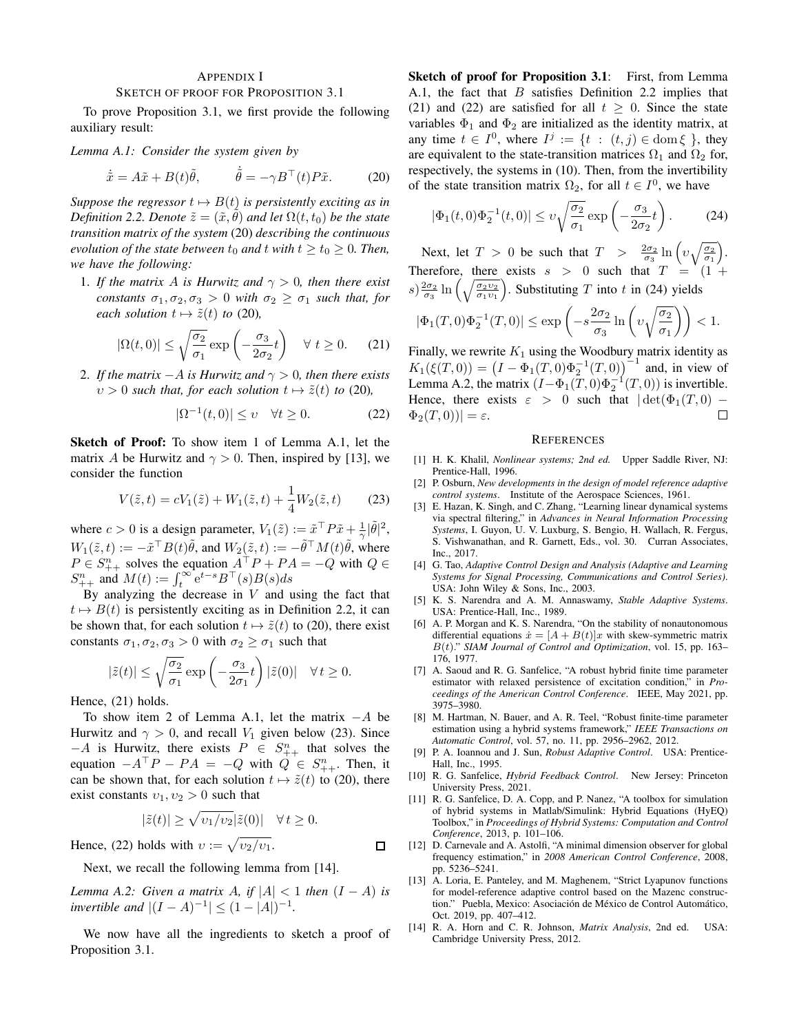## APPENDIX I
### SKETCH OF PROOF FOR PROPOSITION 3.1

To prove Proposition 3.1, we first provide the following auxiliary result:

*Lemma A.1: Consider the system given by*

$$\dot{\tilde{x}} = A\tilde{x} + B(t)\tilde{\theta}, \qquad \dot{\tilde{\theta}} = -\gamma B^\top(t) P\tilde{x}. \tag{20}$$

*Suppose the regressor $t \mapsto B(t)$ is persistently exciting as in Definition 2.2. Denote $\tilde{z} = (\tilde{x}, \tilde{\theta})$ and let $\Omega(t, t_0)$ be the state transition matrix of the system* (20) *describing the continuous evolution of the state between $t_0$ and $t$ with $t \geq t_0 \geq 0$. Then, we have the following:*

1. *If the matrix $A$ is Hurwitz and $\gamma > 0$, then there exist constants $\sigma_1, \sigma_2, \sigma_3 > 0$ with $\sigma_2 \geq \sigma_1$ such that, for each solution $t \mapsto \tilde{z}(t)$ to* (20)*,*

$$|\Omega(t, 0)| \leq \sqrt{\frac{\sigma_2}{\sigma_1}} \exp\left(-\frac{\sigma_3}{2\sigma_2} t\right) \quad \forall\, t \geq 0. \tag{21}$$

2. *If the matrix $-A$ is Hurwitz and $\gamma > 0$, then there exists $\upsilon > 0$ such that, for each solution $t \mapsto \tilde{z}(t)$ to* (20)*,*

$$|\Omega^{-1}(t, 0)| \leq \upsilon \quad \forall t \geq 0. \tag{22}$$

**Sketch of Proof:** To show item 1 of Lemma A.1, let the matrix $A$ be Hurwitz and $\gamma > 0$. Then, inspired by [13], we consider the function

$$V(\tilde{z}, t) = cV_1(\tilde{z}) + W_1(\tilde{z}, t) + \frac{1}{4} W_2(\tilde{z}, t) \tag{23}$$

where $c > 0$ is a design parameter, $V_1(\tilde{z}) := \tilde{x}^\top P \tilde{x} + \frac{1}{\gamma}|\tilde{\theta}|^2$, $W_1(\tilde{z}, t) := -\tilde{x}^\top B(t)\tilde{\theta}$, and $W_2(\tilde{z}, t) := -\tilde{\theta}^\top M(t)\tilde{\theta}$, where $P \in S^n_{++}$ solves the equation $A^\top P + PA = -Q$ with $Q \in S^n_{++}$ and $M(t) := \int_t^\infty e^{t-s} B^\top(s) B(s) ds$

By analyzing the decrease in $V$ and using the fact that $t \mapsto B(t)$ is persistently exciting as in Definition 2.2, it can be shown that, for each solution $t \mapsto \tilde{z}(t)$ to (20), there exist constants $\sigma_1, \sigma_2, \sigma_3 > 0$ with $\sigma_2 \geq \sigma_1$ such that

$$|\tilde{z}(t)| \leq \sqrt{\frac{\sigma_2}{\sigma_1}} \exp\left(-\frac{\sigma_3}{2\sigma_1} t\right) |\tilde{z}(0)| \quad \forall\, t \geq 0.$$

Hence, (21) holds.

To show item 2 of Lemma A.1, let the matrix $-A$ be Hurwitz and $\gamma > 0$, and recall $V_1$ given below (23). Since $-A$ is Hurwitz, there exists $P \in S^n_{++}$ that solves the equation $-A^\top P - PA = -Q$ with $Q \in S^n_{++}$. Then, it can be shown that, for each solution $t \mapsto \tilde{z}(t)$ to (20), there exist constants $\upsilon_1, \upsilon_2 > 0$ such that

$$|\tilde{z}(t)| \geq \sqrt{\upsilon_1/\upsilon_2}\,|\tilde{z}(0)| \quad \forall\, t \geq 0.$$

Hence, (22) holds with $\upsilon := \sqrt{\upsilon_2/\upsilon_1}$. □

Next, we recall the following lemma from [14].

*Lemma A.2: Given a matrix $A$, if $|A| < 1$ then $(I - A)$ is invertible and $|(I - A)^{-1}| \leq (1 - |A|)^{-1}$.*

We now have all the ingredients to sketch a proof of Proposition 3.1.

**Sketch of proof for Proposition 3.1**: First, from Lemma A.1, the fact that $B$ satisfies Definition 2.2 implies that (21) and (22) are satisfied for all $t \geq 0$. Since the state variables $\Phi_1$ and $\Phi_2$ are initialized as the identity matrix, at any time $t \in I^0$, where $I^j := \{t \,:\, (t, j) \in \operatorname{dom} \xi\}$, they are equivalent to the state-transition matrices $\Omega_1$ and $\Omega_2$ for, respectively, the systems in (10). Then, from the invertibility of the state transition matrix $\Omega_2$, for all $t \in I^0$, we have

$$|\Phi_1(t, 0)\Phi_2^{-1}(t, 0)| \leq \upsilon \sqrt{\frac{\sigma_2}{\sigma_1}} \exp\left(-\frac{\sigma_3}{2\sigma_2} t\right). \tag{24}$$

Next, let $T > 0$ be such that $T > \frac{2\sigma_2}{\sigma_3} \ln\left(\upsilon\sqrt{\frac{\sigma_2}{\sigma_1}}\right)$. Therefore, there exists $s > 0$ such that $T = (1 + s)\frac{2\sigma_2}{\sigma_3} \ln\left(\sqrt{\frac{\sigma_2 \upsilon_2}{\sigma_1 \upsilon_1}}\right)$. Substituting $T$ into $t$ in (24) yields

$$|\Phi_1(T, 0)\Phi_2^{-1}(T, 0)| \leq \exp\left(-s\frac{2\sigma_2}{\sigma_3} \ln\left(\upsilon\sqrt{\frac{\sigma_2}{\sigma_1}}\right)\right) < 1.$$

Finally, we rewrite $K_1$ using the Woodbury matrix identity as $K_1(\xi(T, 0)) = \left(I - \Phi_1(T, 0)\Phi_2^{-1}(T, 0)\right)^{-1}$ and, in view of Lemma A.2, the matrix $(I - \Phi_1(T, 0)\Phi_2^{-1}(T, 0))$ is invertible. Hence, there exists $\varepsilon > 0$ such that $|\det(\Phi_1(T, 0) - \Phi_2(T, 0))| = \varepsilon$. □

## REFERENCES

[1] H. K. Khalil, *Nonlinear systems; 2nd ed.* Upper Saddle River, NJ: Prentice-Hall, 1996.

[2] P. Osburn, *New developments in the design of model reference adaptive control systems*. Institute of the Aerospace Sciences, 1961.

[3] E. Hazan, K. Singh, and C. Zhang, "Learning linear dynamical systems via spectral filtering," in *Advances in Neural Information Processing Systems*, I. Guyon, U. V. Luxburg, S. Bengio, H. Wallach, R. Fergus, S. Vishwanathan, and R. Garnett, Eds., vol. 30. Curran Associates, Inc., 2017.

[4] G. Tao, *Adaptive Control Design and Analysis (Adaptive and Learning Systems for Signal Processing, Communications and Control Series)*. USA: John Wiley & Sons, Inc., 2003.

[5] K. S. Narendra and A. M. Annaswamy, *Stable Adaptive Systems*. USA: Prentice-Hall, Inc., 1989.

[6] A. P. Morgan and K. S. Narendra, "On the stability of nonautonomous differential equations $\dot{x} = [A + B(t)]x$ with skew-symmetric matrix $B(t)$." *SIAM Journal of Control and Optimization*, vol. 15, pp. 163–176, 1977.

[7] A. Saoud and R. G. Sanfelice, "A robust hybrid finite time parameter estimator with relaxed persistence of excitation condition," in *Proceedings of the American Control Conference*. IEEE, May 2021, pp. 3975–3980.

[8] M. Hartman, N. Bauer, and A. R. Teel, "Robust finite-time parameter estimation using a hybrid systems framework," *IEEE Transactions on Automatic Control*, vol. 57, no. 11, pp. 2956–2962, 2012.

[9] P. A. Ioannou and J. Sun, *Robust Adaptive Control*. USA: Prentice-Hall, Inc., 1995.

[10] R. G. Sanfelice, *Hybrid Feedback Control*. New Jersey: Princeton University Press, 2021.

[11] R. G. Sanfelice, D. A. Copp, and P. Nanez, "A toolbox for simulation of hybrid systems in Matlab/Simulink: Hybrid Equations (HyEQ) Toolbox," in *Proceedings of Hybrid Systems: Computation and Control Conference*, 2013, p. 101–106.

[12] D. Carnevale and A. Astolfi, "A minimal dimension observer for global frequency estimation," in *2008 American Control Conference*, 2008, pp. 5236–5241.

[13] A. Loria, E. Panteley, and M. Maghenem, "Strict Lyapunov functions for model-reference adaptive control based on the Mazenc construction." Puebla, Mexico: Asociación de México de Control Automático, Oct. 2019, pp. 407–412.

[14] R. A. Horn and C. R. Johnson, *Matrix Analysis*, 2nd ed. USA: Cambridge University Press, 2012.